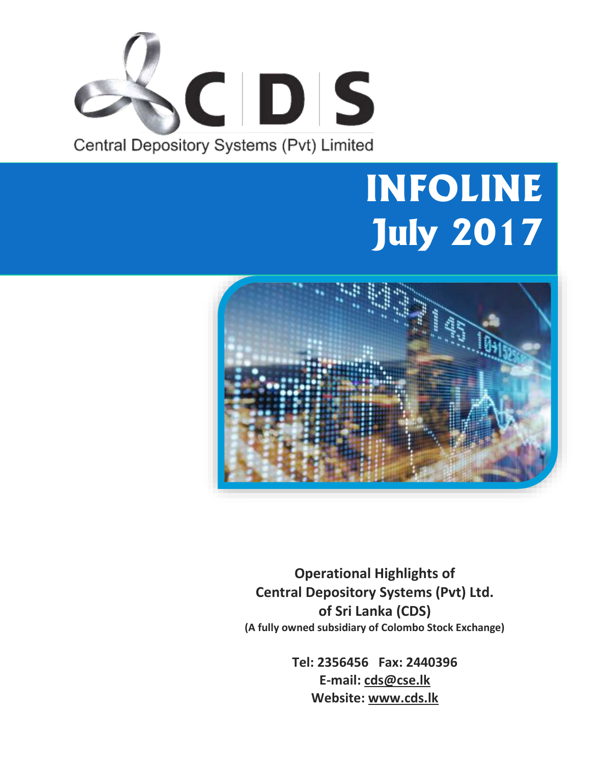C D S

Central Depository Systems (Pvt) Limited

# INFOLINE
# July 2017

**Operational Highlights of**
**Central Depository Systems (Pvt) Ltd.**
**of Sri Lanka (CDS)**
**(A fully owned subsidiary of Colombo Stock Exchange)**

**Tel: 2356456 Fax: 2440396**
**E-mail: cds@cse.lk**
**Website: www.cds.lk**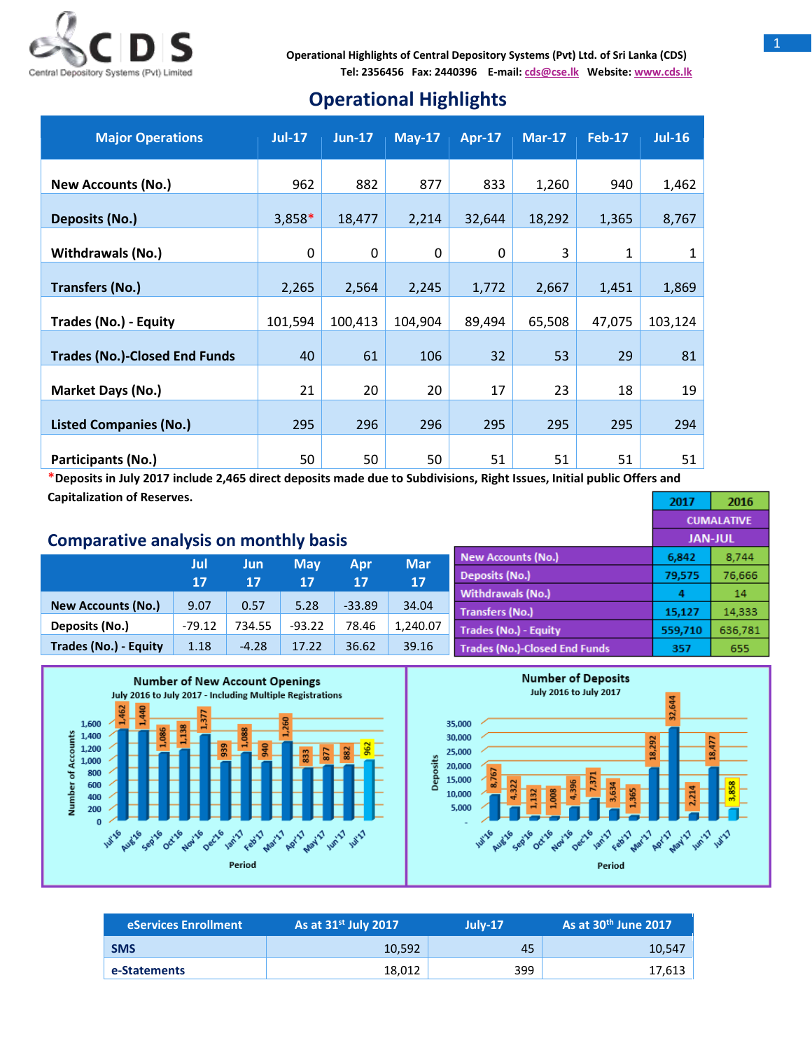Operational Highlights of Central Depository Systems (Pvt) Ltd. of Sri Lanka (CDS)
Tel: 2356456 Fax: 2440396 E-mail: cds@cse.lk Website: www.cds.lk

# Operational Highlights

| Major Operations | Jul-17 | Jun-17 | May-17 | Apr-17 | Mar-17 | Feb-17 | Jul-16 |
|---|---|---|---|---|---|---|---|
| New Accounts (No.) | 962 | 882 | 877 | 833 | 1,260 | 940 | 1,462 |
| Deposits (No.) | 3,858* | 18,477 | 2,214 | 32,644 | 18,292 | 1,365 | 8,767 |
| Withdrawals (No.) | 0 | 0 | 0 | 0 | 3 | 1 | 1 |
| Transfers (No.) | 2,265 | 2,564 | 2,245 | 1,772 | 2,667 | 1,451 | 1,869 |
| Trades (No.) - Equity | 101,594 | 100,413 | 104,904 | 89,494 | 65,508 | 47,075 | 103,124 |
| Trades (No.)-Closed End Funds | 40 | 61 | 106 | 32 | 53 | 29 | 81 |
| Market Days (No.) | 21 | 20 | 20 | 17 | 23 | 18 | 19 |
| Listed Companies (No.) | 295 | 296 | 296 | 295 | 295 | 295 | 294 |
| Participants (No.) | 50 | 50 | 50 | 51 | 51 | 51 | 51 |

**\*Deposits in July 2017 include 2,465 direct deposits made due to Subdivisions, Right Issues, Initial public Offers and Capitalization of Reserves.**

## Comparative analysis on monthly basis

| | Jul 17 | Jun 17 | May 17 | Apr 17 | Mar 17 |
|---|---|---|---|---|---|
| New Accounts (No.) | 9.07 | 0.57 | 5.28 | -33.89 | 34.04 |
| Deposits (No.) | -79.12 | 734.55 | -93.22 | 78.46 | 1,240.07 |
| Trades (No.) - Equity | 1.18 | -4.28 | 17.22 | 36.62 | 39.16 |

| CUMALATIVE JAN-JUL | 2017 | 2016 |
|---|---|---|
| New Accounts (No.) | 6,842 | 8,744 |
| Deposits (No.) | 79,575 | 76,666 |
| Withdrawals (No.) | 4 | 14 |
| Transfers (No.) | 15,127 | 14,333 |
| Trades (No.) - Equity | 559,710 | 636,781 |
| Trades (No.)-Closed End Funds | 357 | 655 |

**Number of New Account Openings**
July 2016 to July 2017 - Including Multiple Registrations

| Period | Jul'16 | Aug'16 | Sep'16 | Oct'16 | Nov'16 | Dec'16 | Jan'17 | Feb'17 | Mar'17 | Apr'17 | May'17 | Jun'17 | Jul'17 |
|---|---|---|---|---|---|---|---|---|---|---|---|---|---|
| Number of Accounts | 1,462 | 1,440 | 1,086 | 1,138 | 1,377 | 939 | 1,088 | 940 | 1,260 | 833 | 877 | 882 | 962 |

**Number of Deposits**
July 2016 to July 2017

| Period | Jul'16 | Aug'16 | Sep'16 | Oct'16 | Nov'16 | Dec'16 | Jan'17 | Feb'17 | Mar'17 | Apr'17 | May'17 | Jun'17 | Jul'17 |
|---|---|---|---|---|---|---|---|---|---|---|---|---|---|
| Deposits | 8,767 | 4,322 | 1,132 | 1,008 | 4,396 | 7,371 | 3,634 | 1,365 | 18,292 | 32,644 | 2,214 | 18,477 | 3,858 |

| eServices Enrollment | As at 31st July 2017 | July-17 | As at 30th June 2017 |
|---|---|---|---|
| SMS | 10,592 | 45 | 10,547 |
| e-Statements | 18,012 | 399 | 17,613 |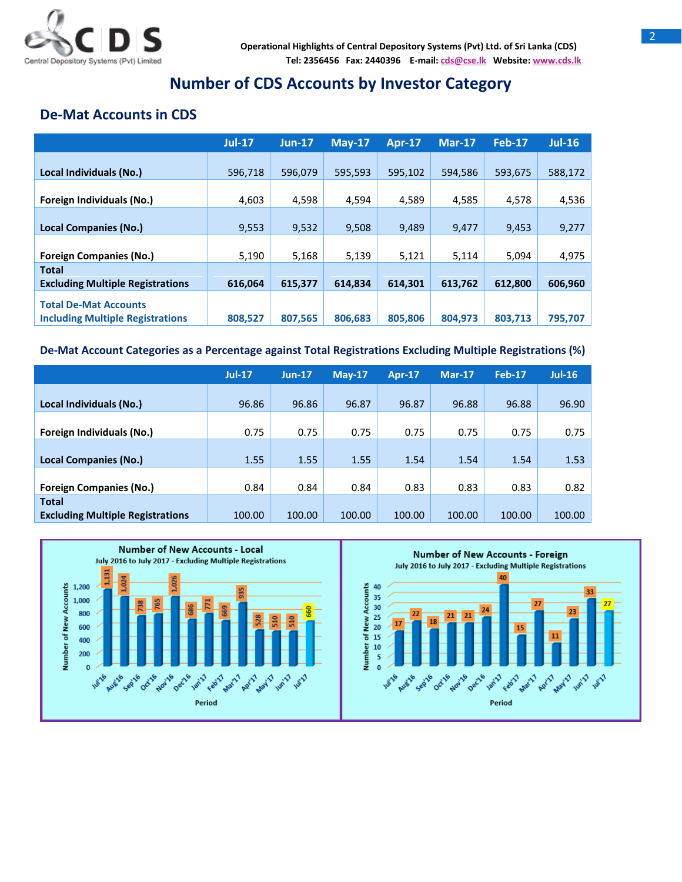# Number of CDS Accounts by Investor Category

## De-Mat Accounts in CDS

| | Jul-17 | Jun-17 | May-17 | Apr-17 | Mar-17 | Feb-17 | Jul-16 |
|---|---|---|---|---|---|---|---|
| **Local Individuals (No.)** | 596,718 | 596,079 | 595,593 | 595,102 | 594,586 | 593,675 | 588,172 |
| **Foreign Individuals (No.)** | 4,603 | 4,598 | 4,594 | 4,589 | 4,585 | 4,578 | 4,536 |
| **Local Companies (No.)** | 9,553 | 9,532 | 9,508 | 9,489 | 9,477 | 9,453 | 9,277 |
| **Foreign Companies (No.)** | 5,190 | 5,168 | 5,139 | 5,121 | 5,114 | 5,094 | 4,975 |
| **Total Excluding Multiple Registrations** | **616,064** | **615,377** | **614,834** | **614,301** | **613,762** | **612,800** | **606,960** |
| **Total De-Mat Accounts Including Multiple Registrations** | **808,527** | **807,565** | **806,683** | **805,806** | **804,973** | **803,713** | **795,707** |

### De-Mat Account Categories as a Percentage against Total Registrations Excluding Multiple Registrations (%)

| | Jul-17 | Jun-17 | May-17 | Apr-17 | Mar-17 | Feb-17 | Jul-16 |
|---|---|---|---|---|---|---|---|
| **Local Individuals (No.)** | 96.86 | 96.86 | 96.87 | 96.87 | 96.88 | 96.88 | 96.90 |
| **Foreign Individuals (No.)** | 0.75 | 0.75 | 0.75 | 0.75 | 0.75 | 0.75 | 0.75 |
| **Local Companies (No.)** | 1.55 | 1.55 | 1.55 | 1.54 | 1.54 | 1.54 | 1.53 |
| **Foreign Companies (No.)** | 0.84 | 0.84 | 0.84 | 0.83 | 0.83 | 0.83 | 0.82 |
| **Total Excluding Multiple Registrations** | 100.00 | 100.00 | 100.00 | 100.00 | 100.00 | 100.00 | 100.00 |

**Number of New Accounts - Local**
July 2016 to July 2017 - Excluding Multiple Registrations

| Period | Jul'16 | Aug'16 | Sep'16 | Oct'16 | Nov'16 | Dec'16 | Jan'17 | Feb'17 | Mar'17 | Apr'17 | May'17 | Jun'17 | Jul'17 |
|---|---|---|---|---|---|---|---|---|---|---|---|---|---|
| Number of New Accounts | 1,131 | 1,024 | 738 | 765 | 1,026 | 686 | 771 | 669 | 935 | 528 | 510 | 510 | 660 |

**Number of New Accounts - Foreign**
July 2016 to July 2017 - Excluding Multiple Registrations

| Period | Jul'16 | Aug'16 | Sep'16 | Oct'16 | Nov'16 | Dec'16 | Jan'17 | Feb'17 | Mar'17 | Apr'17 | May'17 | Jun'17 | Jul'17 |
|---|---|---|---|---|---|---|---|---|---|---|---|---|---|
| Number of New Accounts | 17 | 22 | 18 | 21 | 21 | 24 | 40 | 15 | 27 | 11 | 23 | 33 | 27 |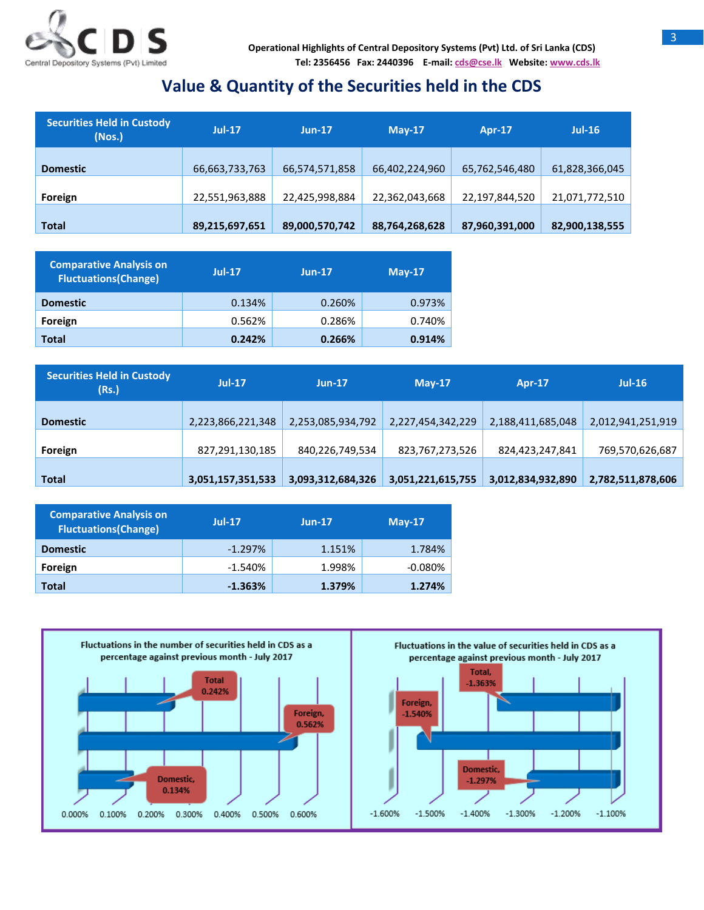Operational Highlights of Central Depository Systems (Pvt) Ltd. of Sri Lanka (CDS)
Tel: 2356456 Fax: 2440396 E-mail: cds@cse.lk Website: www.cds.lk

# Value & Quantity of the Securities held in the CDS

| Securities Held in Custody (Nos.) | Jul-17 | Jun-17 | May-17 | Apr-17 | Jul-16 |
|---|---|---|---|---|---|
| Domestic | 66,663,733,763 | 66,574,571,858 | 66,402,224,960 | 65,762,546,480 | 61,828,366,045 |
| Foreign | 22,551,963,888 | 22,425,998,884 | 22,362,043,668 | 22,197,844,520 | 21,071,772,510 |
| **Total** | **89,215,697,651** | **89,000,570,742** | **88,764,268,628** | **87,960,391,000** | **82,900,138,555** |

| Comparative Analysis on Fluctuations(Change) | Jul-17 | Jun-17 | May-17 |
|---|---|---|---|
| Domestic | 0.134% | 0.260% | 0.973% |
| Foreign | 0.562% | 0.286% | 0.740% |
| **Total** | **0.242%** | **0.266%** | **0.914%** |

| Securities Held in Custody (Rs.) | Jul-17 | Jun-17 | May-17 | Apr-17 | Jul-16 |
|---|---|---|---|---|---|
| Domestic | 2,223,866,221,348 | 2,253,085,934,792 | 2,227,454,342,229 | 2,188,411,685,048 | 2,012,941,251,919 |
| Foreign | 827,291,130,185 | 840,226,749,534 | 823,767,273,526 | 824,423,247,841 | 769,570,626,687 |
| **Total** | **3,051,157,351,533** | **3,093,312,684,326** | **3,051,221,615,755** | **3,012,834,932,890** | **2,782,511,878,606** |

| Comparative Analysis on Fluctuations(Change) | Jul-17 | Jun-17 | May-17 |
|---|---|---|---|
| Domestic | -1.297% | 1.151% | 1.784% |
| Foreign | -1.540% | 1.998% | -0.080% |
| **Total** | **-1.363%** | **1.379%** | **1.274%** |

Fluctuations in the number of securities held in CDS as a percentage against previous month - July 2017

| | Change |
|---|---|
| Total | 0.242% |
| Foreign | 0.562% |
| Domestic | 0.134% |

Fluctuations in the value of securities held in CDS as a percentage against previous month - July 2017

| | Change |
|---|---|
| Total | -1.363% |
| Foreign | -1.540% |
| Domestic | -1.297% |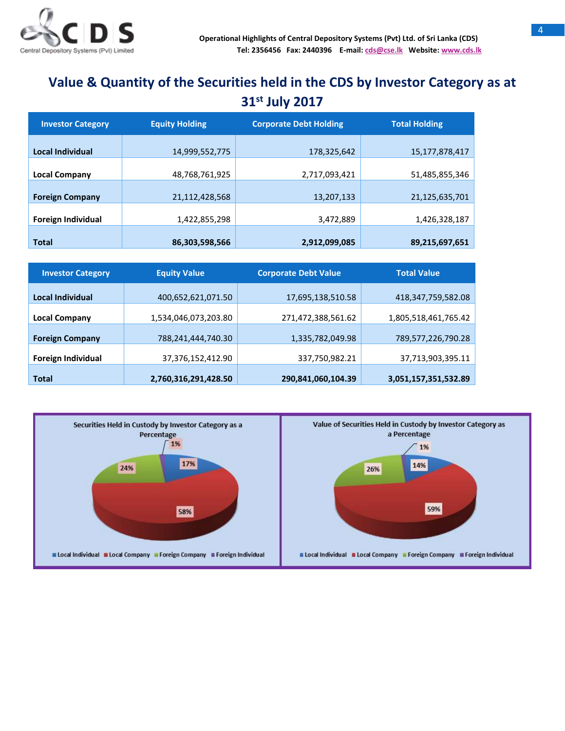# Value & Quantity of the Securities held in the CDS by Investor Category as at 31st July 2017

| Investor Category | Equity Holding | Corporate Debt Holding | Total Holding |
|---|---|---|---|
| **Local Individual** | 14,999,552,775 | 178,325,642 | 15,177,878,417 |
| **Local Company** | 48,768,761,925 | 2,717,093,421 | 51,485,855,346 |
| **Foreign Company** | 21,112,428,568 | 13,207,133 | 21,125,635,701 |
| **Foreign Individual** | 1,422,855,298 | 3,472,889 | 1,426,328,187 |
| **Total** | **86,303,598,566** | **2,912,099,085** | **89,215,697,651** |

| Investor Category | Equity Value | Corporate Debt Value | Total Value |
|---|---|---|---|
| **Local Individual** | 400,652,621,071.50 | 17,695,138,510.58 | 418,347,759,582.08 |
| **Local Company** | 1,534,046,073,203.80 | 271,472,388,561.62 | 1,805,518,461,765.42 |
| **Foreign Company** | 788,241,444,740.30 | 1,335,782,049.98 | 789,577,226,790.28 |
| **Foreign Individual** | 37,376,152,412.90 | 337,750,982.21 | 37,713,903,395.11 |
| **Total** | **2,760,316,291,428.50** | **290,841,060,104.39** | **3,051,157,351,532.89** |

**Securities Held in Custody by Investor Category as a Percentage**

| Investor Category | Percentage |
|---|---|
| Local Individual | 17% |
| Local Company | 58% |
| Foreign Company | 24% |
| Foreign Individual | 1% |

**Value of Securities Held in Custody by Investor Category as a Percentage**

| Investor Category | Percentage |
|---|---|
| Local Individual | 14% |
| Local Company | 59% |
| Foreign Company | 26% |
| Foreign Individual | 1% |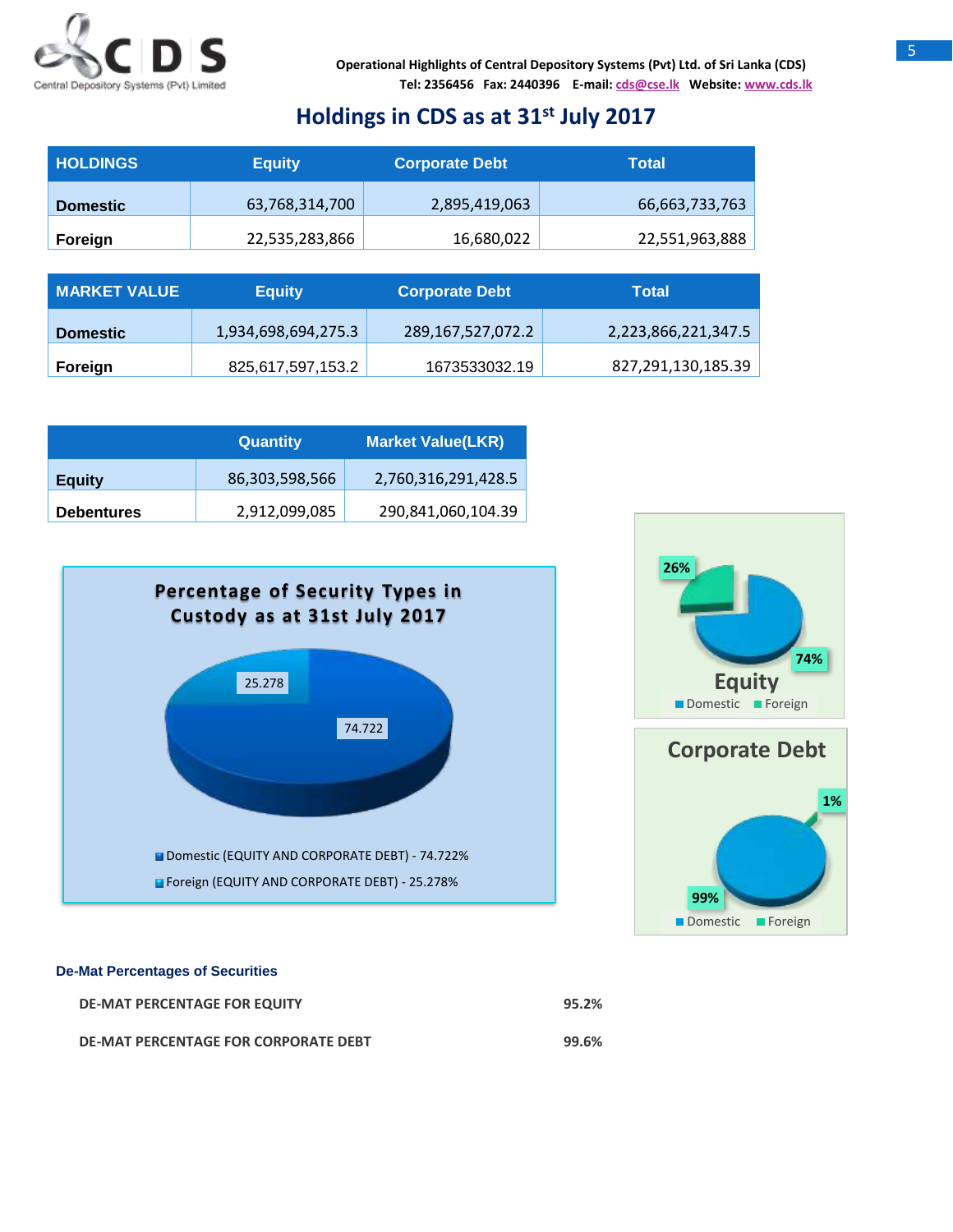Operational Highlights of Central Depository Systems (Pvt) Ltd. of Sri Lanka (CDS)
Tel: 2356456 Fax: 2440396 E-mail: cds@cse.lk Website: www.cds.lk

# Holdings in CDS as at 31st July 2017

| HOLDINGS | Equity | Corporate Debt | Total |
|---|---|---|---|
| Domestic | 63,768,314,700 | 2,895,419,063 | 66,663,733,763 |
| Foreign | 22,535,283,866 | 16,680,022 | 22,551,963,888 |

| MARKET VALUE | Equity | Corporate Debt | Total |
|---|---|---|---|
| Domestic | 1,934,698,694,275.3 | 289,167,527,072.2 | 2,223,866,221,347.5 |
| Foreign | 825,617,597,153.2 | 1673533032.19 | 827,291,130,185.39 |

| | Quantity | Market Value(LKR) |
|---|---|---|
| Equity | 86,303,598,566 | 2,760,316,291,428.5 |
| Debentures | 2,912,099,085 | 290,841,060,104.39 |

**Percentage of Security Types in Custody as at 31st July 2017**

- 25.278
- 74.722

- Domestic (EQUITY AND CORPORATE DEBT) - 74.722%
- Foreign (EQUITY AND CORPORATE DEBT) - 25.278%

**Equity**

26% / 74%

Domestic / Foreign

**Corporate Debt**

1% / 99%

Domestic / Foreign

### De-Mat Percentages of Securities

| | |
|---|---|
| DE-MAT PERCENTAGE FOR EQUITY | 95.2% |
| DE-MAT PERCENTAGE FOR CORPORATE DEBT | 99.6% |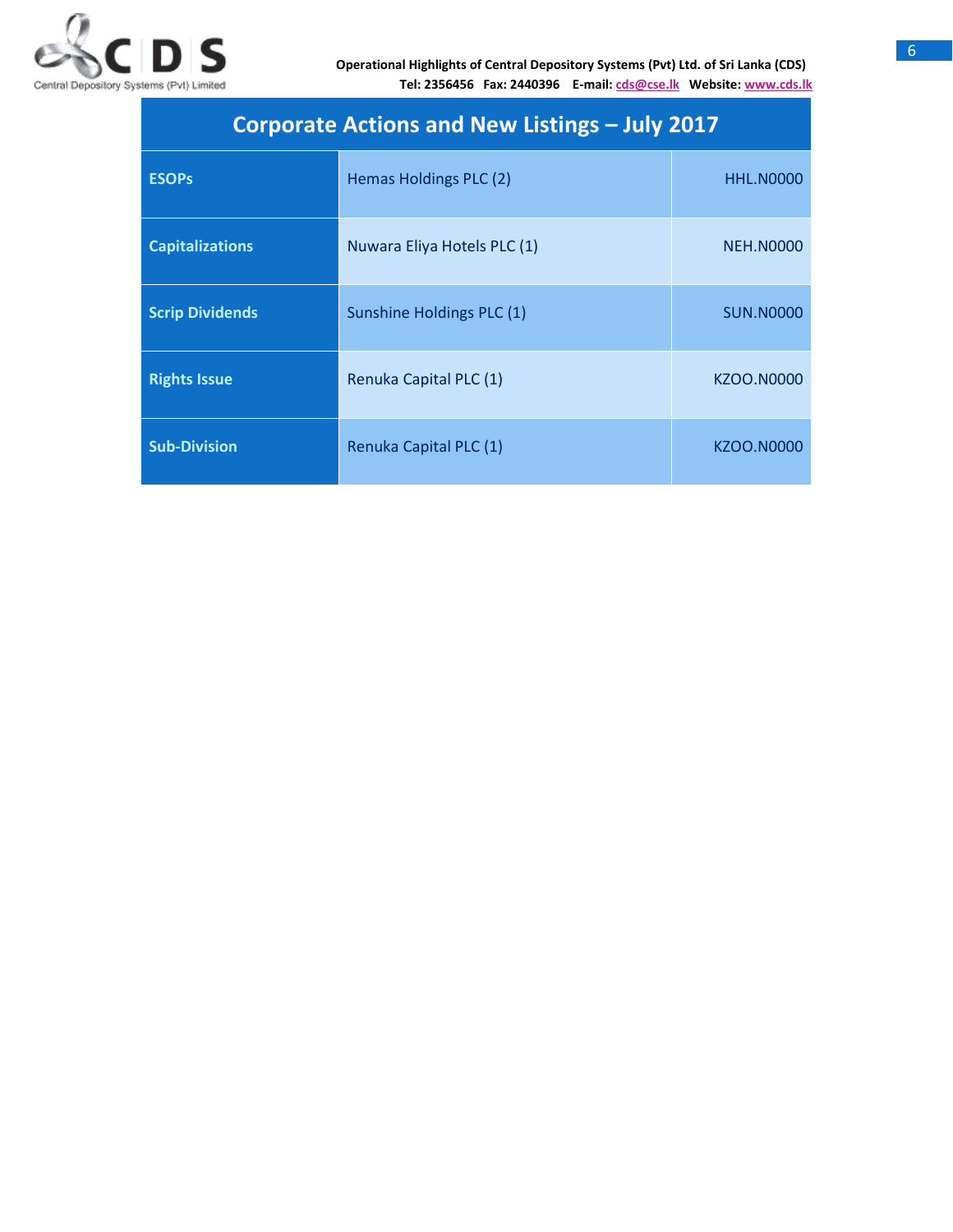## Corporate Actions and New Listings – July 2017

| | | |
|---|---|---|
| **ESOPs** | Hemas Holdings PLC (2) | HHL.N0000 |
| **Capitalizations** | Nuwara Eliya Hotels PLC (1) | NEH.N0000 |
| **Scrip Dividends** | Sunshine Holdings PLC (1) | SUN.N0000 |
| **Rights Issue** | Renuka Capital PLC (1) | KZOO.N0000 |
| **Sub-Division** | Renuka Capital PLC (1) | KZOO.N0000 |